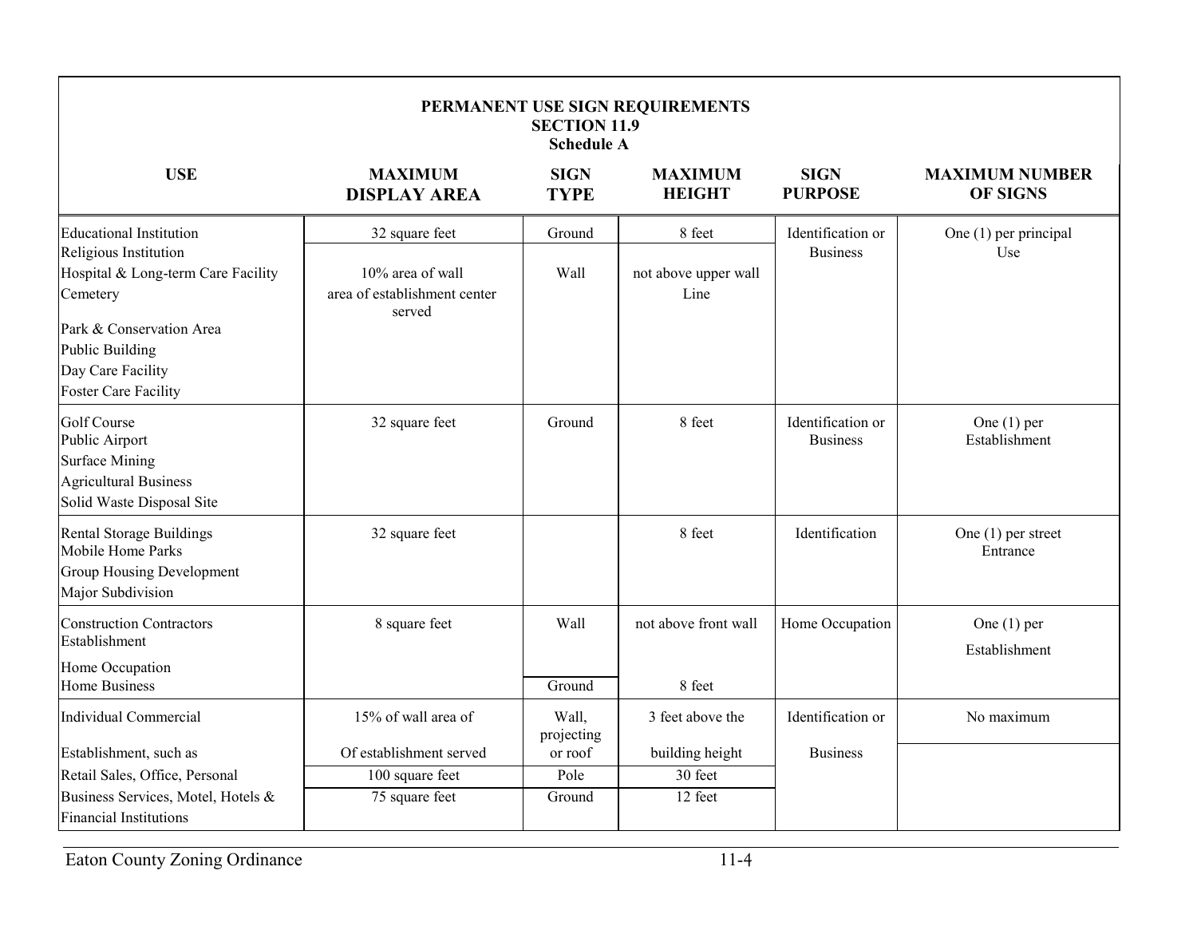**PERMANENT USE SIGN REQUIREMENTS**
**SECTION 11.9**
**Schedule A**

| USE | MAXIMUM DISPLAY AREA | SIGN TYPE | MAXIMUM HEIGHT | SIGN PURPOSE | MAXIMUM NUMBER OF SIGNS |
|---|---|---|---|---|---|
| Educational Institution<br>Religious Institution<br>Hospital & Long-term Care Facility<br>Cemetery<br>Park & Conservation Area<br>Public Building<br>Day Care Facility<br>Foster Care Facility | 32 square feet | Ground | 8 feet | Identification or Business | One (1) per principal Use |
| | 10% area of wall area of establishment center served | Wall | not above upper wall Line | | |
| Golf Course<br>Public Airport<br>Surface Mining<br>Agricultural Business<br>Solid Waste Disposal Site | 32 square feet | Ground | 8 feet | Identification or Business | One (1) per Establishment |
| Rental Storage Buildings<br>Mobile Home Parks<br>Group Housing Development<br>Major Subdivision | 32 square feet | | 8 feet | Identification | One (1) per street Entrance |
| Construction Contractors Establishment<br>Home Occupation<br>Home Business | 8 square feet | Wall | not above front wall | Home Occupation | One (1) per Establishment |
| | | Ground | 8 feet | | |
| Individual Commercial Establishment, such as Retail Sales, Office, Personal Business Services, Motel, Hotels & Financial Institutions | 15% of wall area of Of establishment served | Wall, projecting or roof | 3 feet above the building height | Identification or Business | No maximum |
| | 100 square feet | Pole | 30 feet | | |
| | 75 square feet | Ground | 12 feet | | |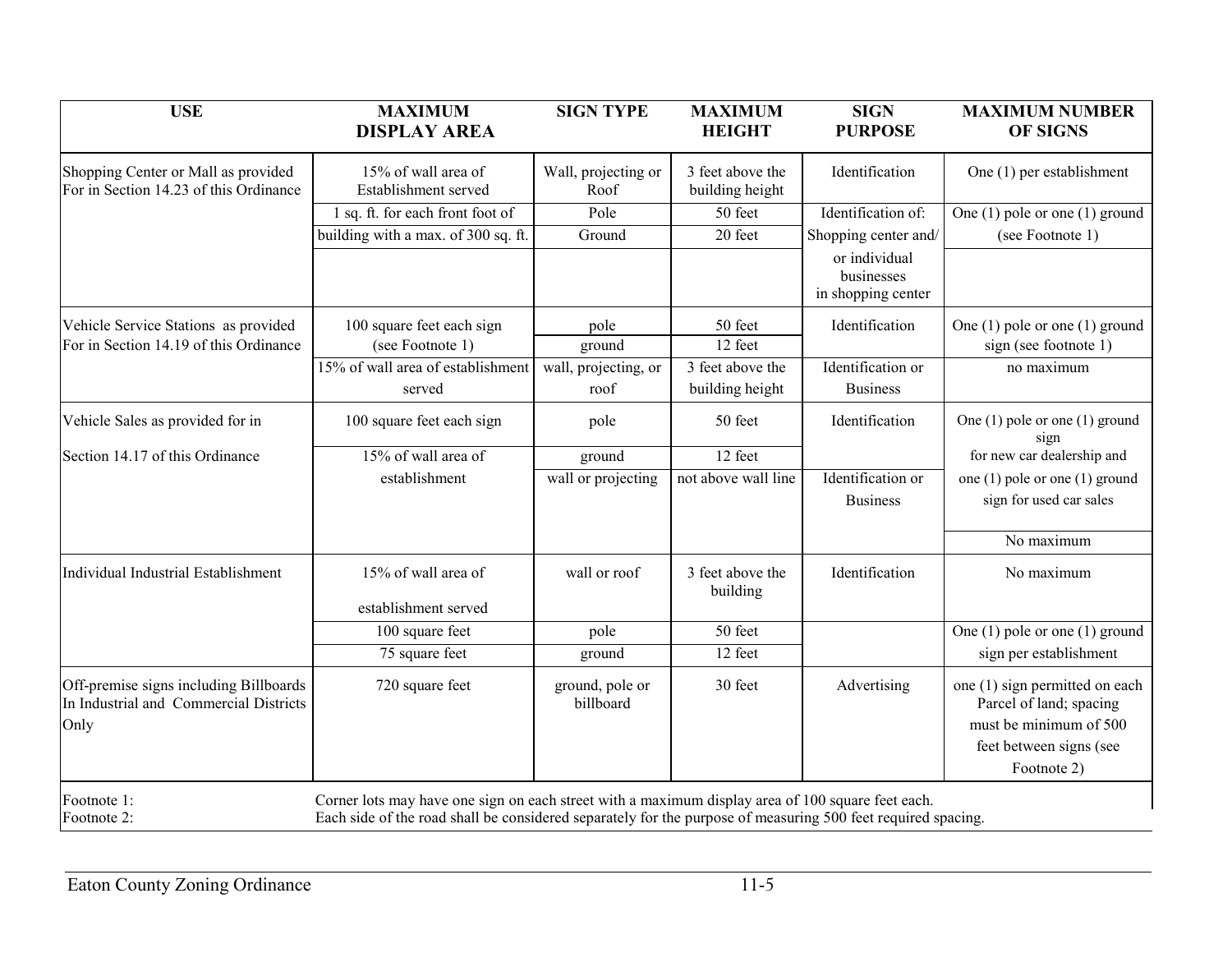| USE | MAXIMUM DISPLAY AREA | SIGN TYPE | MAXIMUM HEIGHT | SIGN PURPOSE | MAXIMUM NUMBER OF SIGNS |
|---|---|---|---|---|---|
| Shopping Center or Mall as provided For in Section 14.23 of this Ordinance | 15% of wall area of Establishment served | Wall, projecting or Roof | 3 feet above the building height | Identification | One (1) per establishment |
| | 1 sq. ft. for each front foot of building with a max. of 300 sq. ft. | Pole | 50 feet | Identification of: Shopping center and/ or individual businesses in shopping center | One (1) pole or one (1) ground (see Footnote 1) |
| | | Ground | 20 feet | | |
| Vehicle Service Stations as provided For in Section 14.19 of this Ordinance | 100 square feet each sign (see Footnote 1) | pole | 50 feet | Identification | One (1) pole or one (1) ground sign (see footnote 1) |
| | | ground | 12 feet | | |
| | 15% of wall area of establishment served | wall, projecting, or roof | 3 feet above the building height | Identification or Business | no maximum |
| Vehicle Sales as provided for in Section 14.17 of this Ordinance | 100 square feet each sign | pole | 50 feet | Identification | One (1) pole or one (1) ground sign for new car dealership and one (1) pole or one (1) ground sign for used car sales |
| | 15% of wall area of establishment | ground | 12 feet | | |
| | | wall or projecting | not above wall line | Identification or Business | No maximum |
| Individual Industrial Establishment | 15% of wall area of establishment served | wall or roof | 3 feet above the building | Identification | No maximum |
| | 100 square feet | pole | 50 feet | | One (1) pole or one (1) ground sign per establishment |
| | 75 square feet | ground | 12 feet | | |
| Off-premise signs including Billboards In Industrial and Commercial Districts Only | 720 square feet | ground, pole or billboard | 30 feet | Advertising | one (1) sign permitted on each Parcel of land; spacing must be minimum of 500 feet between signs (see Footnote 2) |

Footnote 1: Corner lots may have one sign on each street with a maximum display area of 100 square feet each.

Footnote 2: Each side of the road shall be considered separately for the purpose of measuring 500 feet required spacing.